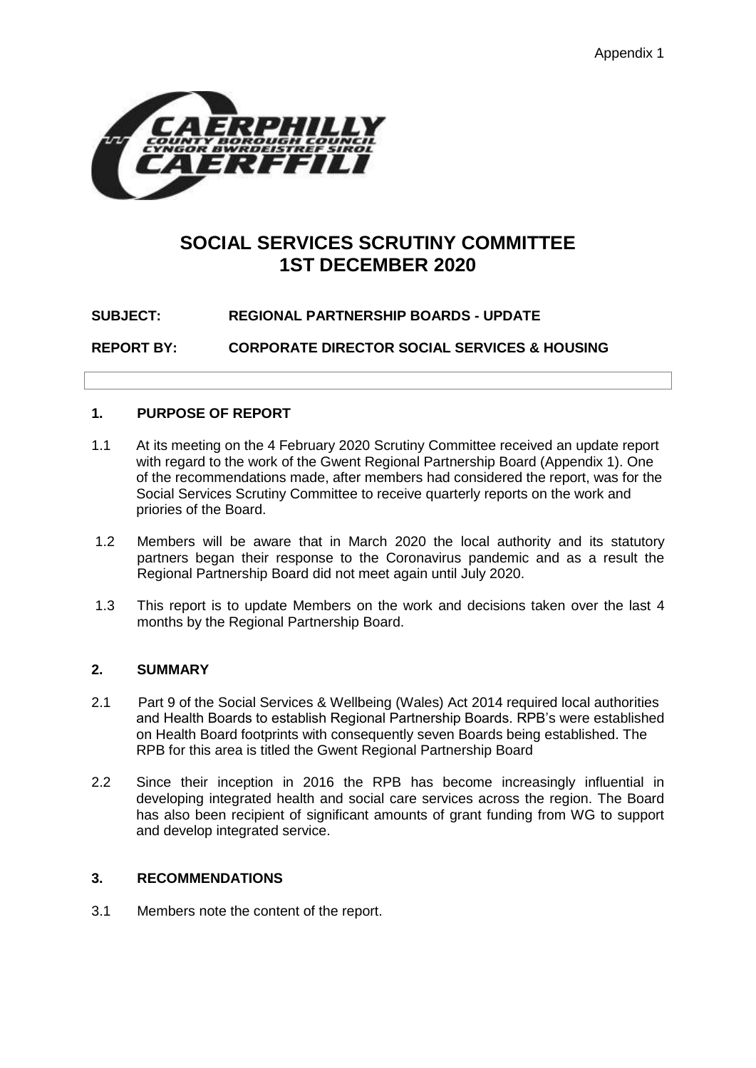Appendix 1

# SOCIAL SERVICES SCRUTINY COMMITTEE
# 1ST DECEMBER 2020

**SUBJECT: REGIONAL PARTNERSHIP BOARDS - UPDATE**

**REPORT BY: CORPORATE DIRECTOR SOCIAL SERVICES & HOUSING**

## 1. PURPOSE OF REPORT

1.1 At its meeting on the 4 February 2020 Scrutiny Committee received an update report with regard to the work of the Gwent Regional Partnership Board (Appendix 1). One of the recommendations made, after members had considered the report, was for the Social Services Scrutiny Committee to receive quarterly reports on the work and priories of the Board.

1.2 Members will be aware that in March 2020 the local authority and its statutory partners began their response to the Coronavirus pandemic and as a result the Regional Partnership Board did not meet again until July 2020.

1.3 This report is to update Members on the work and decisions taken over the last 4 months by the Regional Partnership Board.

## 2. SUMMARY

2.1 Part 9 of the Social Services & Wellbeing (Wales) Act 2014 required local authorities and Health Boards to establish Regional Partnership Boards. RPB's were established on Health Board footprints with consequently seven Boards being established. The RPB for this area is titled the Gwent Regional Partnership Board

2.2 Since their inception in 2016 the RPB has become increasingly influential in developing integrated health and social care services across the region. The Board has also been recipient of significant amounts of grant funding from WG to support and develop integrated service.

## 3. RECOMMENDATIONS

3.1 Members note the content of the report.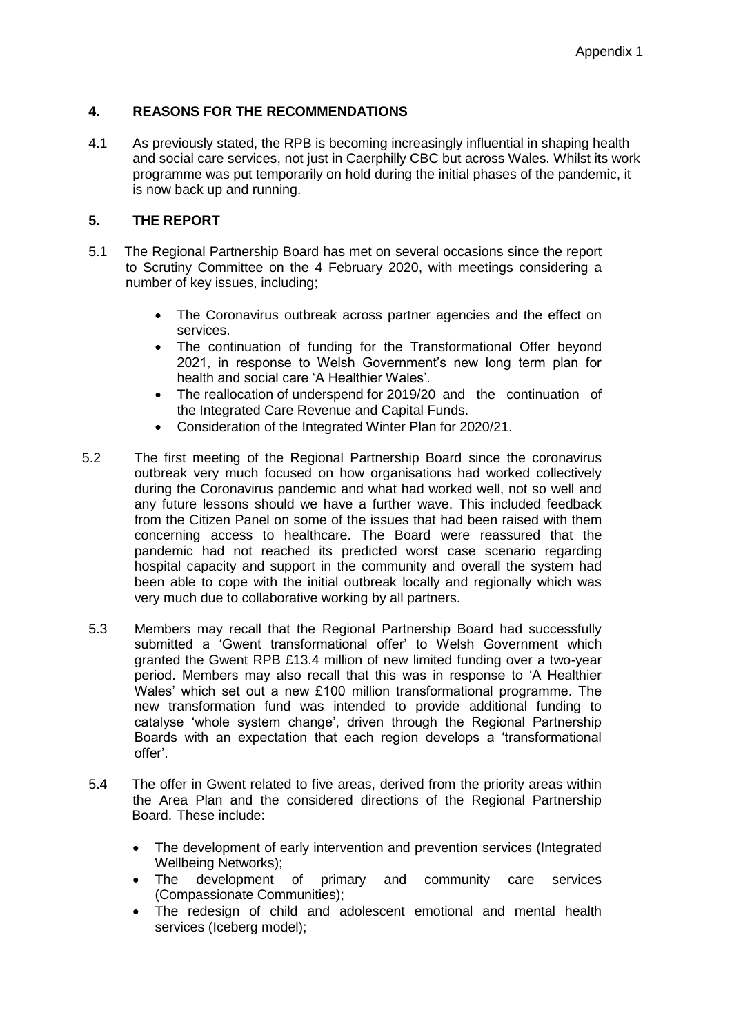## 4. REASONS FOR THE RECOMMENDATIONS

4.1 As previously stated, the RPB is becoming increasingly influential in shaping health and social care services, not just in Caerphilly CBC but across Wales. Whilst its work programme was put temporarily on hold during the initial phases of the pandemic, it is now back up and running.

## 5. THE REPORT

5.1 The Regional Partnership Board has met on several occasions since the report to Scrutiny Committee on the 4 February 2020, with meetings considering a number of key issues, including;

- The Coronavirus outbreak across partner agencies and the effect on services.
- The continuation of funding for the Transformational Offer beyond 2021, in response to Welsh Government's new long term plan for health and social care 'A Healthier Wales'.
- The reallocation of underspend for 2019/20 and the continuation of the Integrated Care Revenue and Capital Funds.
- Consideration of the Integrated Winter Plan for 2020/21.

5.2 The first meeting of the Regional Partnership Board since the coronavirus outbreak very much focused on how organisations had worked collectively during the Coronavirus pandemic and what had worked well, not so well and any future lessons should we have a further wave. This included feedback from the Citizen Panel on some of the issues that had been raised with them concerning access to healthcare. The Board were reassured that the pandemic had not reached its predicted worst case scenario regarding hospital capacity and support in the community and overall the system had been able to cope with the initial outbreak locally and regionally which was very much due to collaborative working by all partners.

5.3 Members may recall that the Regional Partnership Board had successfully submitted a 'Gwent transformational offer' to Welsh Government which granted the Gwent RPB £13.4 million of new limited funding over a two-year period. Members may also recall that this was in response to 'A Healthier Wales' which set out a new £100 million transformational programme. The new transformation fund was intended to provide additional funding to catalyse 'whole system change', driven through the Regional Partnership Boards with an expectation that each region develops a 'transformational offer'.

5.4 The offer in Gwent related to five areas, derived from the priority areas within the Area Plan and the considered directions of the Regional Partnership Board. These include:

- The development of early intervention and prevention services (Integrated Wellbeing Networks);
- The development of primary and community care services (Compassionate Communities);
- The redesign of child and adolescent emotional and mental health services (Iceberg model);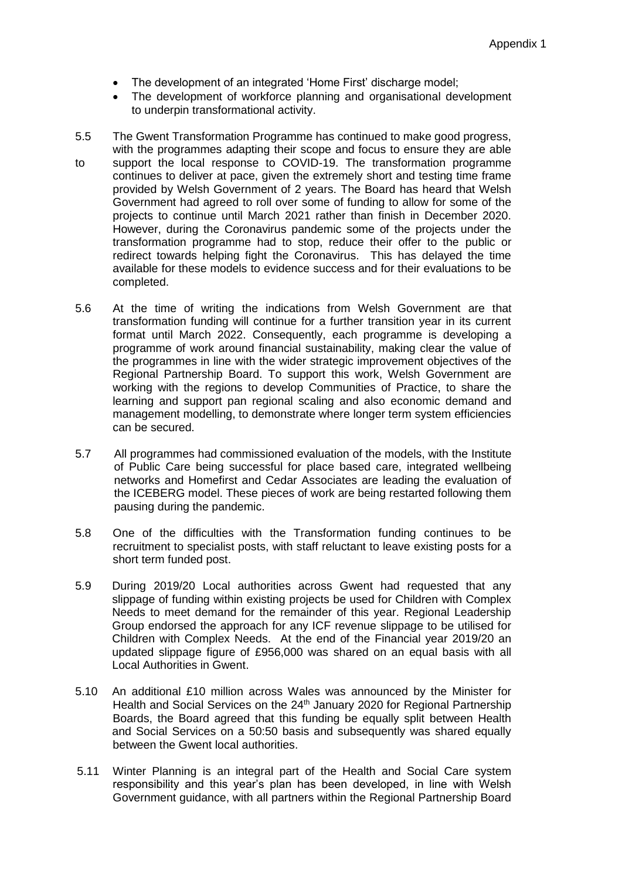- The development of an integrated 'Home First' discharge model;
- The development of workforce planning and organisational development to underpin transformational activity.

5.5 The Gwent Transformation Programme has continued to make good progress, with the programmes adapting their scope and focus to ensure they are able to support the local response to COVID-19. The transformation programme continues to deliver at pace, given the extremely short and testing time frame provided by Welsh Government of 2 years. The Board has heard that Welsh Government had agreed to roll over some of funding to allow for some of the projects to continue until March 2021 rather than finish in December 2020. However, during the Coronavirus pandemic some of the projects under the transformation programme had to stop, reduce their offer to the public or redirect towards helping fight the Coronavirus. This has delayed the time available for these models to evidence success and for their evaluations to be completed.

5.6 At the time of writing the indications from Welsh Government are that transformation funding will continue for a further transition year in its current format until March 2022. Consequently, each programme is developing a programme of work around financial sustainability, making clear the value of the programmes in line with the wider strategic improvement objectives of the Regional Partnership Board. To support this work, Welsh Government are working with the regions to develop Communities of Practice, to share the learning and support pan regional scaling and also economic demand and management modelling, to demonstrate where longer term system efficiencies can be secured.

5.7 All programmes had commissioned evaluation of the models, with the Institute of Public Care being successful for place based care, integrated wellbeing networks and Homefirst and Cedar Associates are leading the evaluation of the ICEBERG model. These pieces of work are being restarted following them pausing during the pandemic.

5.8 One of the difficulties with the Transformation funding continues to be recruitment to specialist posts, with staff reluctant to leave existing posts for a short term funded post.

5.9 During 2019/20 Local authorities across Gwent had requested that any slippage of funding within existing projects be used for Children with Complex Needs to meet demand for the remainder of this year. Regional Leadership Group endorsed the approach for any ICF revenue slippage to be utilised for Children with Complex Needs. At the end of the Financial year 2019/20 an updated slippage figure of £956,000 was shared on an equal basis with all Local Authorities in Gwent.

5.10 An additional £10 million across Wales was announced by the Minister for Health and Social Services on the 24th January 2020 for Regional Partnership Boards, the Board agreed that this funding be equally split between Health and Social Services on a 50:50 basis and subsequently was shared equally between the Gwent local authorities.

5.11 Winter Planning is an integral part of the Health and Social Care system responsibility and this year's plan has been developed, in line with Welsh Government guidance, with all partners within the Regional Partnership Board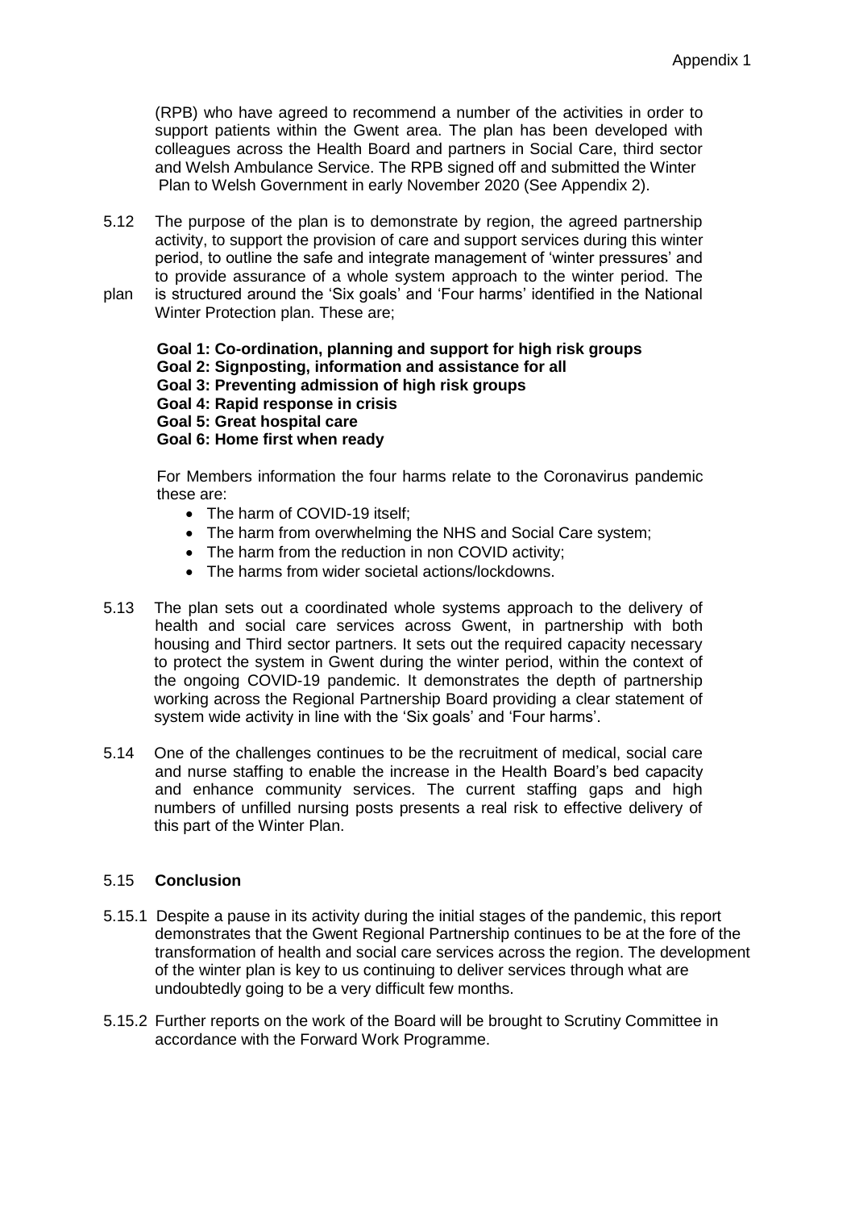(RPB) who have agreed to recommend a number of the activities in order to support patients within the Gwent area. The plan has been developed with colleagues across the Health Board and partners in Social Care, third sector and Welsh Ambulance Service. The RPB signed off and submitted the Winter Plan to Welsh Government in early November 2020 (See Appendix 2).

5.12 The purpose of the plan is to demonstrate by region, the agreed partnership activity, to support the provision of care and support services during this winter period, to outline the safe and integrate management of 'winter pressures' and to provide assurance of a whole system approach to the winter period. The plan is structured around the 'Six goals' and 'Four harms' identified in the National Winter Protection plan. These are;

**Goal 1: Co-ordination, planning and support for high risk groups**
**Goal 2: Signposting, information and assistance for all**
**Goal 3: Preventing admission of high risk groups**
**Goal 4: Rapid response in crisis**
**Goal 5: Great hospital care**
**Goal 6: Home first when ready**

For Members information the four harms relate to the Coronavirus pandemic these are:

- The harm of COVID-19 itself;
- The harm from overwhelming the NHS and Social Care system;
- The harm from the reduction in non COVID activity;
- The harms from wider societal actions/lockdowns.

5.13 The plan sets out a coordinated whole systems approach to the delivery of health and social care services across Gwent, in partnership with both housing and Third sector partners. It sets out the required capacity necessary to protect the system in Gwent during the winter period, within the context of the ongoing COVID-19 pandemic. It demonstrates the depth of partnership working across the Regional Partnership Board providing a clear statement of system wide activity in line with the 'Six goals' and 'Four harms'.

5.14 One of the challenges continues to be the recruitment of medical, social care and nurse staffing to enable the increase in the Health Board's bed capacity and enhance community services. The current staffing gaps and high numbers of unfilled nursing posts presents a real risk to effective delivery of this part of the Winter Plan.

## 5.15 **Conclusion**

5.15.1 Despite a pause in its activity during the initial stages of the pandemic, this report demonstrates that the Gwent Regional Partnership continues to be at the fore of the transformation of health and social care services across the region. The development of the winter plan is key to us continuing to deliver services through what are undoubtedly going to be a very difficult few months.

5.15.2 Further reports on the work of the Board will be brought to Scrutiny Committee in accordance with the Forward Work Programme.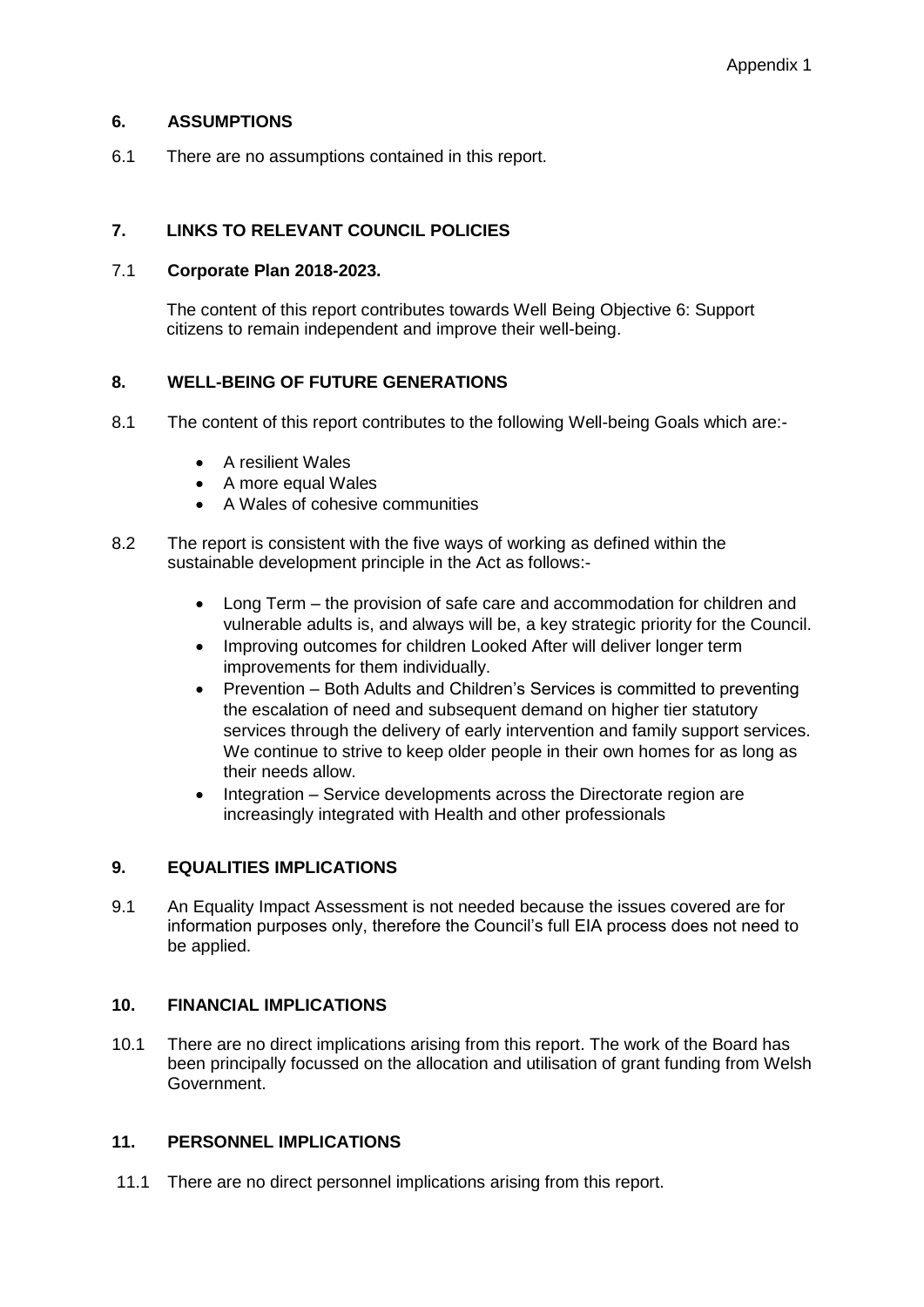## 6. ASSUMPTIONS

6.1 There are no assumptions contained in this report.

## 7. LINKS TO RELEVANT COUNCIL POLICIES

7.1 **Corporate Plan 2018-2023.**

The content of this report contributes towards Well Being Objective 6: Support citizens to remain independent and improve their well-being.

## 8. WELL-BEING OF FUTURE GENERATIONS

8.1 The content of this report contributes to the following Well-being Goals which are:-

- A resilient Wales
- A more equal Wales
- A Wales of cohesive communities

8.2 The report is consistent with the five ways of working as defined within the sustainable development principle in the Act as follows:-

- Long Term – the provision of safe care and accommodation for children and vulnerable adults is, and always will be, a key strategic priority for the Council.
- Improving outcomes for children Looked After will deliver longer term improvements for them individually.
- Prevention – Both Adults and Children's Services is committed to preventing the escalation of need and subsequent demand on higher tier statutory services through the delivery of early intervention and family support services. We continue to strive to keep older people in their own homes for as long as their needs allow.
- Integration – Service developments across the Directorate region are increasingly integrated with Health and other professionals

## 9. EQUALITIES IMPLICATIONS

9.1 An Equality Impact Assessment is not needed because the issues covered are for information purposes only, therefore the Council's full EIA process does not need to be applied.

## 10. FINANCIAL IMPLICATIONS

10.1 There are no direct implications arising from this report. The work of the Board has been principally focussed on the allocation and utilisation of grant funding from Welsh Government.

## 11. PERSONNEL IMPLICATIONS

11.1 There are no direct personnel implications arising from this report.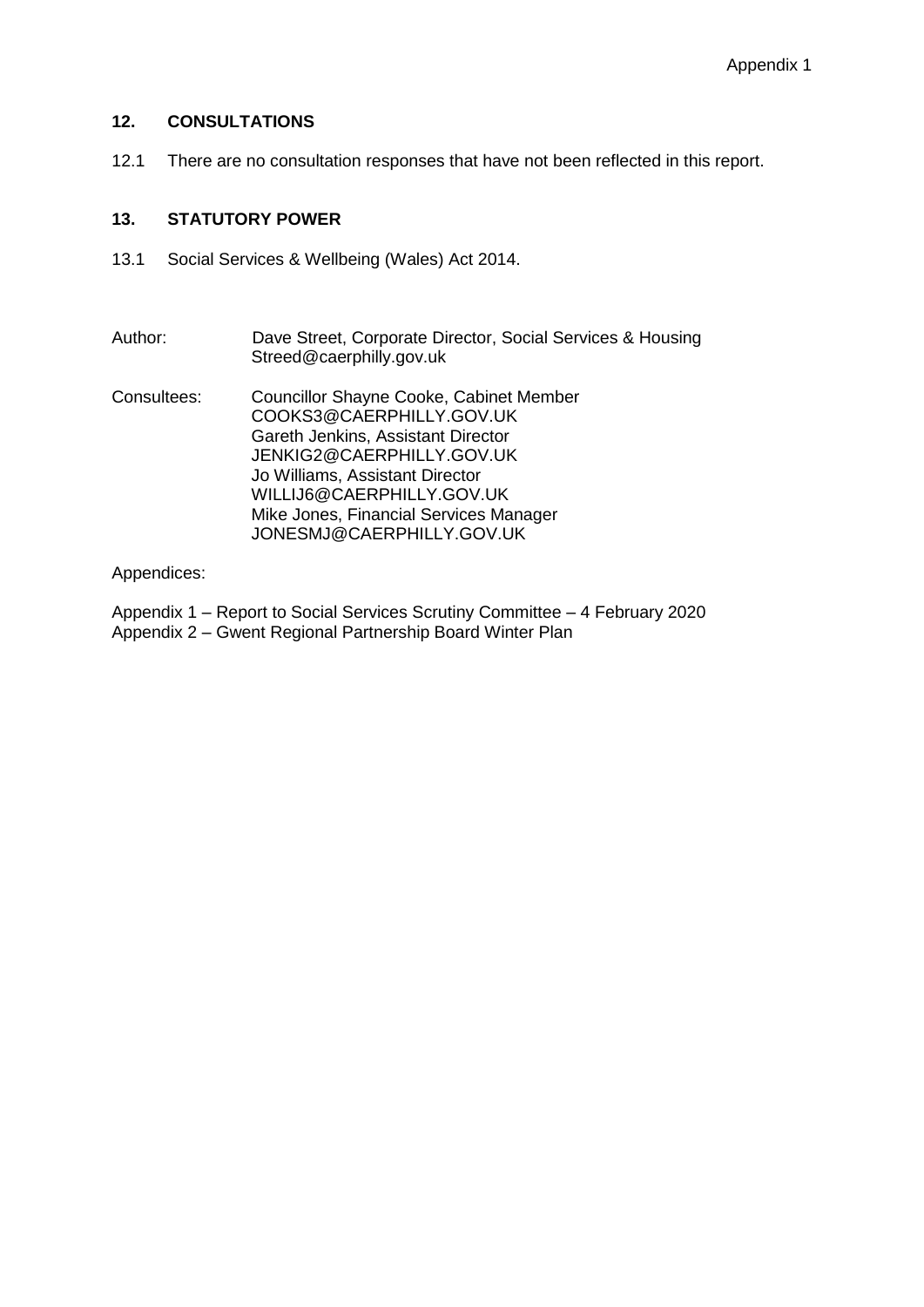## 12. CONSULTATIONS

12.1 There are no consultation responses that have not been reflected in this report.

## 13. STATUTORY POWER

13.1 Social Services & Wellbeing (Wales) Act 2014.

Author: Dave Street, Corporate Director, Social Services & Housing
Streed@caerphilly.gov.uk

Consultees: Councillor Shayne Cooke, Cabinet Member
COOKS3@CAERPHILLY.GOV.UK
Gareth Jenkins, Assistant Director
JENKIG2@CAERPHILLY.GOV.UK
Jo Williams, Assistant Director
WILLIJ6@CAERPHILLY.GOV.UK
Mike Jones, Financial Services Manager
JONESMJ@CAERPHILLY.GOV.UK

Appendices:

Appendix 1 – Report to Social Services Scrutiny Committee – 4 February 2020
Appendix 2 – Gwent Regional Partnership Board Winter Plan